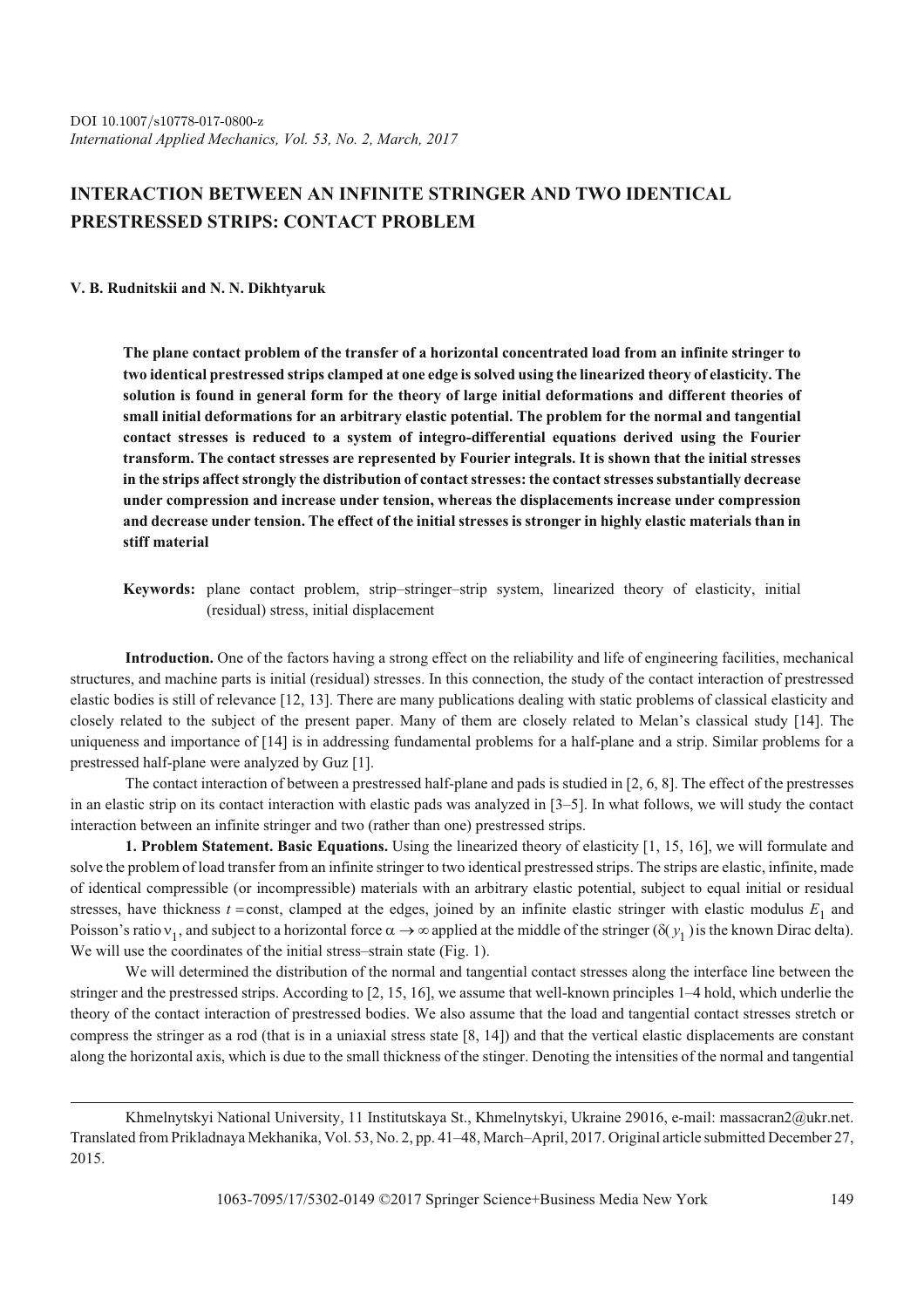DOI 10.1007/s10778-017-0800-z
*International Applied Mechanics, Vol. 53, No. 2, March, 2017*

# INTERACTION BETWEEN AN INFINITE STRINGER AND TWO IDENTICAL PRESTRESSED STRIPS: CONTACT PROBLEM

**V. B. Rudnitskii and N. N. Dikhtyaruk**

**The plane contact problem of the transfer of a horizontal concentrated load from an infinite stringer to two identical prestressed strips clamped at one edge is solved using the linearized theory of elasticity. The solution is found in general form for the theory of large initial deformations and different theories of small initial deformations for an arbitrary elastic potential. The problem for the normal and tangential contact stresses is reduced to a system of integro-differential equations derived using the Fourier transform. The contact stresses are represented by Fourier integrals. It is shown that the initial stresses in the strips affect strongly the distribution of contact stresses: the contact stresses substantially decrease under compression and increase under tension, whereas the displacements increase under compression and decrease under tension. The effect of the initial stresses is stronger in highly elastic materials than in stiff material**

**Keywords:** plane contact problem, strip–stringer–strip system, linearized theory of elasticity, initial (residual) stress, initial displacement

**Introduction.** One of the factors having a strong effect on the reliability and life of engineering facilities, mechanical structures, and machine parts is initial (residual) stresses. In this connection, the study of the contact interaction of prestressed elastic bodies is still of relevance [12, 13]. There are many publications dealing with static problems of classical elasticity and closely related to the subject of the present paper. Many of them are closely related to Melan's classical study [14]. The uniqueness and importance of [14] is in addressing fundamental problems for a half-plane and a strip. Similar problems for a prestressed half-plane were analyzed by Guz [1].

The contact interaction of between a prestressed half-plane and pads is studied in [2, 6, 8]. The effect of the prestresses in an elastic strip on its contact interaction with elastic pads was analyzed in [3–5]. In what follows, we will study the contact interaction between an infinite stringer and two (rather than one) prestressed strips.

**1. Problem Statement. Basic Equations.** Using the linearized theory of elasticity [1, 15, 16], we will formulate and solve the problem of load transfer from an infinite stringer to two identical prestressed strips. The strips are elastic, infinite, made of identical compressible (or incompressible) materials with an arbitrary elastic potential, subject to equal initial or residual stresses, have thickness $t = \text{const}$, clamped at the edges, joined by an infinite elastic stringer with elastic modulus $E_1$ and Poisson's ratio $\nu_1$, and subject to a horizontal force $\alpha \to \infty$ applied at the middle of the stringer ($\delta(y_1)$ is the known Dirac delta). We will use the coordinates of the initial stress–strain state (Fig. 1).

We will determined the distribution of the normal and tangential contact stresses along the interface line between the stringer and the prestressed strips. According to [2, 15, 16], we assume that well-known principles 1–4 hold, which underlie the theory of the contact interaction of prestressed bodies. We also assume that the load and tangential contact stresses stretch or compress the stringer as a rod (that is in a uniaxial stress state [8, 14]) and that the vertical elastic displacements are constant along the horizontal axis, which is due to the small thickness of the stringer. Denoting the intensities of the normal and tangential

---

Khmelnytskyi National University, 11 Institutskaya St., Khmelnytskyi, Ukraine 29016, e-mail: massacran2@ukr.net. Translated from Prikladnaya Mekhanika, Vol. 53, No. 2, pp. 41–48, March–April, 2017. Original article submitted December 27, 2015.

1063-7095/17/5302-0149 ©2017 Springer Science+Business Media New York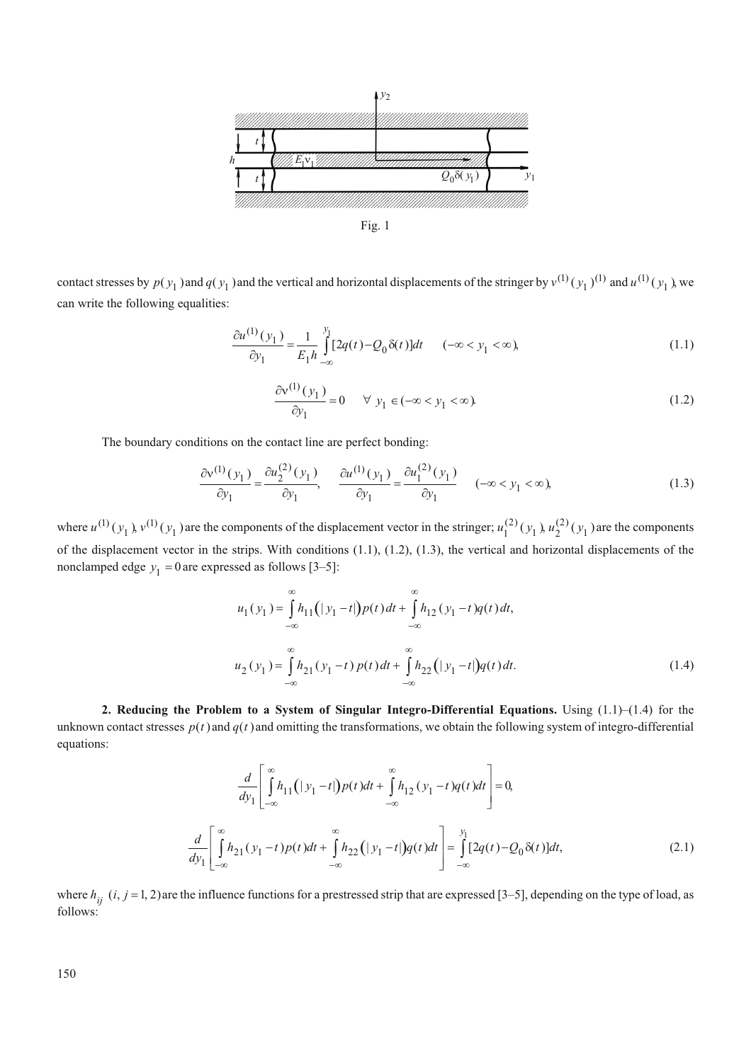$y_2$

$t$

$h$

$E_1 \nu_1$

$t$

$Q_0 \delta(y_1)$

$y_1$

Fig. 1

contact stresses by $p(y_1)$ and $q(y_1)$ and the vertical and horizontal displacements of the stringer by $v^{(1)}(y_1)^{(1)}$ and $u^{(1)}(y_1)$, we can write the following equalities:

$$\frac{\partial u^{(1)}(y_1)}{\partial y_1} = \frac{1}{E_1 h} \int_{-\infty}^{y_1} [2q(t) - Q_0 \delta(t)] dt \qquad (-\infty < y_1 < \infty), \tag{1.1}$$

$$\frac{\partial v^{(1)}(y_1)}{\partial y_1} = 0 \quad \forall \; y_1 \in (-\infty < y_1 < \infty). \tag{1.2}$$

The boundary conditions on the contact line are perfect bonding:

$$\frac{\partial v^{(1)}(y_1)}{\partial y_1} = \frac{\partial u_2^{(2)}(y_1)}{\partial y_1}, \quad \frac{\partial u^{(1)}(y_1)}{\partial y_1} = \frac{\partial u_1^{(2)}(y_1)}{\partial y_1} \qquad (-\infty < y_1 < \infty), \tag{1.3}$$

where $u^{(1)}(y_1)$, $v^{(1)}(y_1)$ are the components of the displacement vector in the stringer; $u_1^{(2)}(y_1)$, $u_2^{(2)}(y_1)$ are the components of the displacement vector in the strips. With conditions (1.1), (1.2), (1.3), the vertical and horizontal displacements of the nonclamped edge $y_1 = 0$ are expressed as follows [3–5]:

$$u_1(y_1) = \int_{-\infty}^{\infty} h_{11}(|y_1 - t|) p(t) dt + \int_{-\infty}^{\infty} h_{12}(y_1 - t) q(t) dt,$$

$$u_2(y_1) = \int_{-\infty}^{\infty} h_{21}(y_1 - t) p(t) dt + \int_{-\infty}^{\infty} h_{22}(|y_1 - t|) q(t) dt. \tag{1.4}$$

**2. Reducing the Problem to a System of Singular Integro-Differential Equations.** Using (1.1)–(1.4) for the unknown contact stresses $p(t)$ and $q(t)$ and omitting the transformations, we obtain the following system of integro-differential equations:

$$\frac{d}{dy_1} \left[ \int_{-\infty}^{\infty} h_{11}(|y_1 - t|) p(t) dt + \int_{-\infty}^{\infty} h_{12}(y_1 - t) q(t) dt \right] = 0,$$

$$\frac{d}{dy_1} \left[ \int_{-\infty}^{\infty} h_{21}(y_1 - t) p(t) dt + \int_{-\infty}^{\infty} h_{22}(|y_1 - t|) q(t) dt \right] = \int_{-\infty}^{y_1} [2q(t) - Q_0 \delta(t)] dt, \tag{2.1}$$

where $h_{ij}$ $(i, j = 1, 2)$ are the influence functions for a prestressed strip that are expressed [3–5], depending on the type of load, as follows: